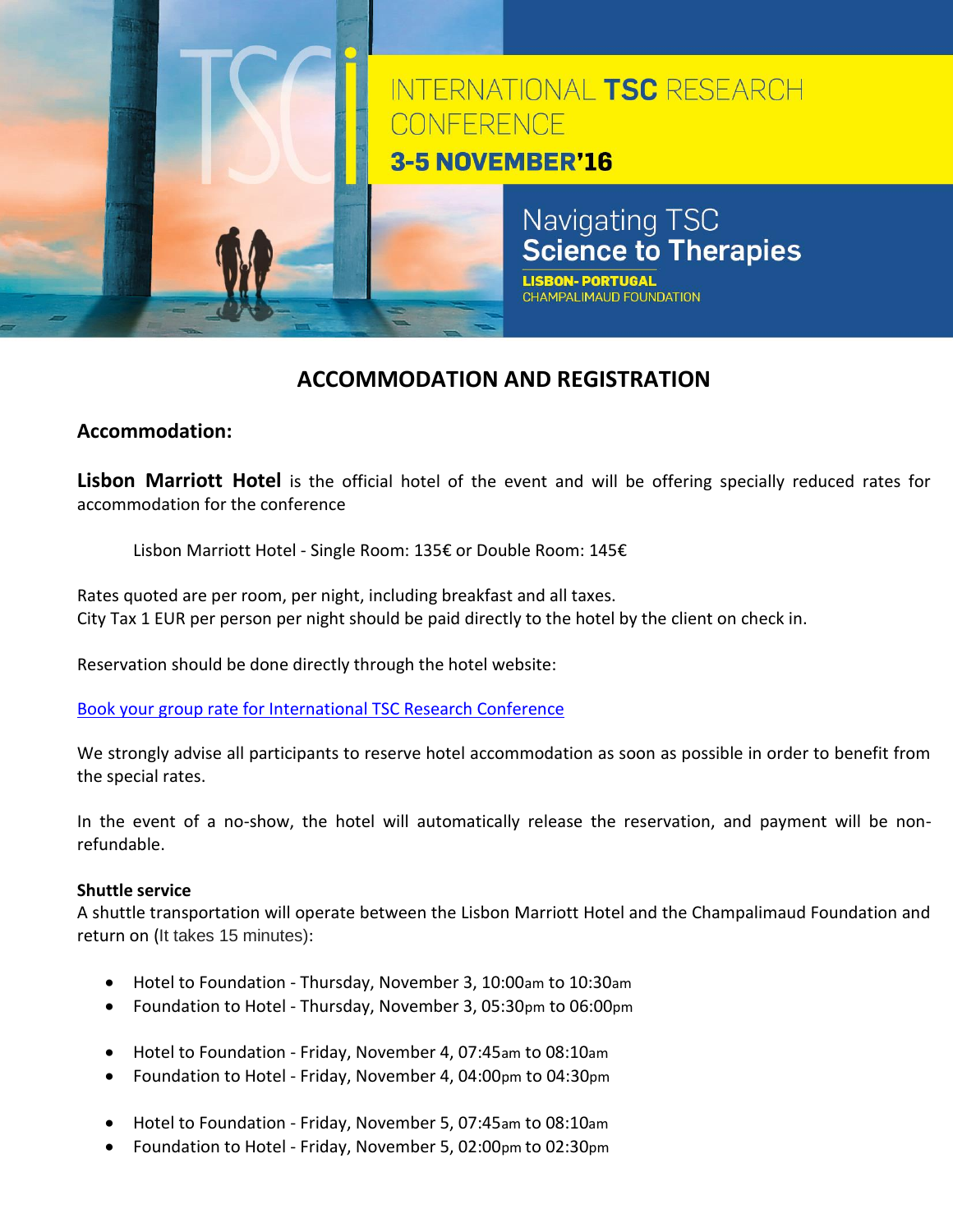INTERNATIONAL **TSC** RESEARCH CONFERENCE

**3-5 NOVEMBER'16**

Navigating TSC
**Science to Therapies**

**LISBON- PORTUGAL**
CHAMPALIMAUD FOUNDATION

# ACCOMMODATION AND REGISTRATION

## Accommodation:

**Lisbon Marriott Hotel** is the official hotel of the event and will be offering specially reduced rates for accommodation for the conference

Lisbon Marriott Hotel - Single Room: 135€ or Double Room: 145€

Rates quoted are per room, per night, including breakfast and all taxes.
City Tax 1 EUR per person per night should be paid directly to the hotel by the client on check in.

Reservation should be done directly through the hotel website:

Book your group rate for International TSC Research Conference

We strongly advise all participants to reserve hotel accommodation as soon as possible in order to benefit from the special rates.

In the event of a no-show, the hotel will automatically release the reservation, and payment will be non-refundable.

**Shuttle service**
A shuttle transportation will operate between the Lisbon Marriott Hotel and the Champalimaud Foundation and return on (It takes 15 minutes):

- Hotel to Foundation - Thursday, November 3, 10:00am to 10:30am
- Foundation to Hotel - Thursday, November 3, 05:30pm to 06:00pm

- Hotel to Foundation - Friday, November 4, 07:45am to 08:10am
- Foundation to Hotel - Friday, November 4, 04:00pm to 04:30pm

- Hotel to Foundation - Friday, November 5, 07:45am to 08:10am
- Foundation to Hotel - Friday, November 5, 02:00pm to 02:30pm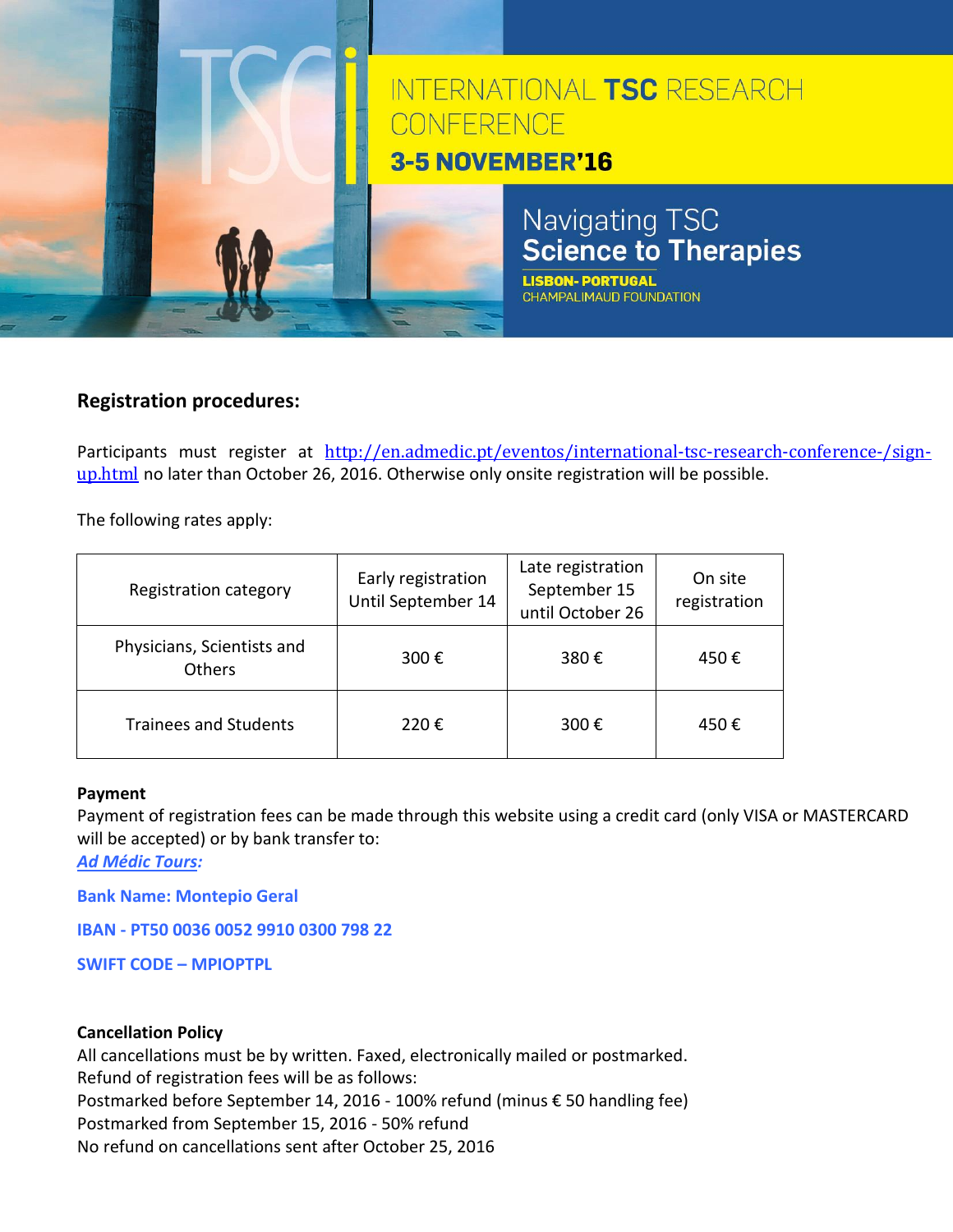# INTERNATIONAL **TSC** RESEARCH CONFERENCE

**3-5 NOVEMBER'16**

Navigating TSC
**Science to Therapies**

**LISBON- PORTUGAL**
CHAMPALIMAUD FOUNDATION

## Registration procedures:

Participants must register at [http://en.admedic.pt/eventos/international-tsc-research-conference-/sign-up.html](http://en.admedic.pt/eventos/international-tsc-research-conference-/sign-up.html) no later than October 26, 2016. Otherwise only onsite registration will be possible.

The following rates apply:

| Registration category | Early registration Until September 14 | Late registration September 15 until October 26 | On site registration |
|---|---|---|---|
| Physicians, Scientists and Others | 300 € | 380 € | 450 € |
| Trainees and Students | 220 € | 300 € | 450 € |

**Payment**

Payment of registration fees can be made through this website using a credit card (only VISA or MASTERCARD will be accepted) or by bank transfer to:

***Ad Médic Tours:***

**Bank Name: Montepio Geral**

**IBAN - PT50 0036 0052 9910 0300 798 22**

**SWIFT CODE – MPIOPTPL**

**Cancellation Policy**

All cancellations must be by written. Faxed, electronically mailed or postmarked.
Refund of registration fees will be as follows:
Postmarked before September 14, 2016 - 100% refund (minus € 50 handling fee)
Postmarked from September 15, 2016 - 50% refund
No refund on cancellations sent after October 25, 2016